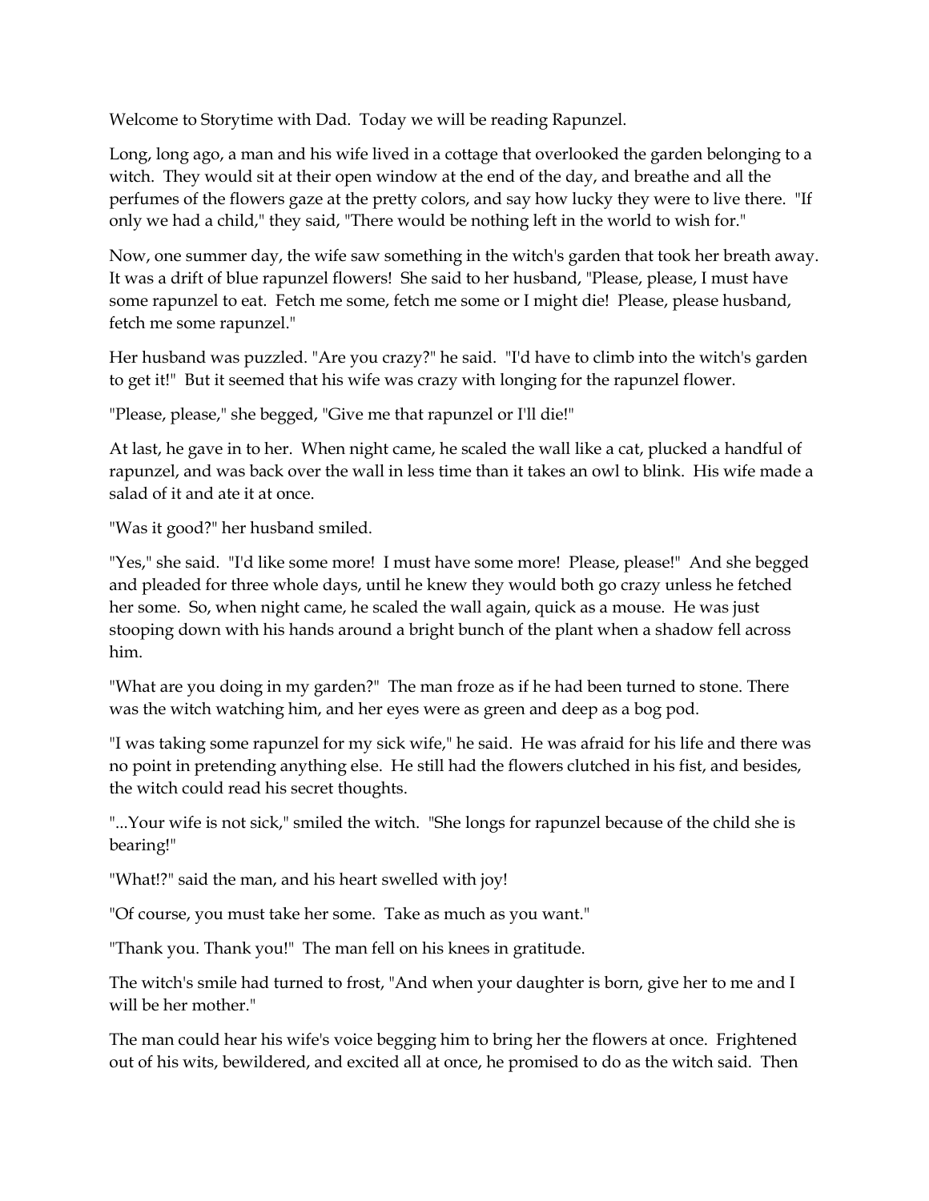Welcome to Storytime with Dad. Today we will be reading Rapunzel.

Long, long ago, a man and his wife lived in a cottage that overlooked the garden belonging to a witch. They would sit at their open window at the end of the day, and breathe and all the perfumes of the flowers gaze at the pretty colors, and say how lucky they were to live there. "If only we had a child," they said, "There would be nothing left in the world to wish for."

Now, one summer day, the wife saw something in the witch's garden that took her breath away. It was a drift of blue rapunzel flowers! She said to her husband, "Please, please, I must have some rapunzel to eat. Fetch me some, fetch me some or I might die! Please, please husband, fetch me some rapunzel."

Her husband was puzzled. "Are you crazy?" he said. "I'd have to climb into the witch's garden to get it!" But it seemed that his wife was crazy with longing for the rapunzel flower.

"Please, please," she begged, "Give me that rapunzel or I'll die!"

At last, he gave in to her. When night came, he scaled the wall like a cat, plucked a handful of rapunzel, and was back over the wall in less time than it takes an owl to blink. His wife made a salad of it and ate it at once.

"Was it good?" her husband smiled.

"Yes," she said. "I'd like some more! I must have some more! Please, please!" And she begged and pleaded for three whole days, until he knew they would both go crazy unless he fetched her some. So, when night came, he scaled the wall again, quick as a mouse. He was just stooping down with his hands around a bright bunch of the plant when a shadow fell across him.

"What are you doing in my garden?" The man froze as if he had been turned to stone. There was the witch watching him, and her eyes were as green and deep as a bog pod.

"I was taking some rapunzel for my sick wife," he said. He was afraid for his life and there was no point in pretending anything else. He still had the flowers clutched in his fist, and besides, the witch could read his secret thoughts.

"...Your wife is not sick," smiled the witch. "She longs for rapunzel because of the child she is bearing!"

"What!?" said the man, and his heart swelled with joy!

"Of course, you must take her some. Take as much as you want."

"Thank you. Thank you!" The man fell on his knees in gratitude.

The witch's smile had turned to frost, "And when your daughter is born, give her to me and I will be her mother."

The man could hear his wife's voice begging him to bring her the flowers at once. Frightened out of his wits, bewildered, and excited all at once, he promised to do as the witch said. Then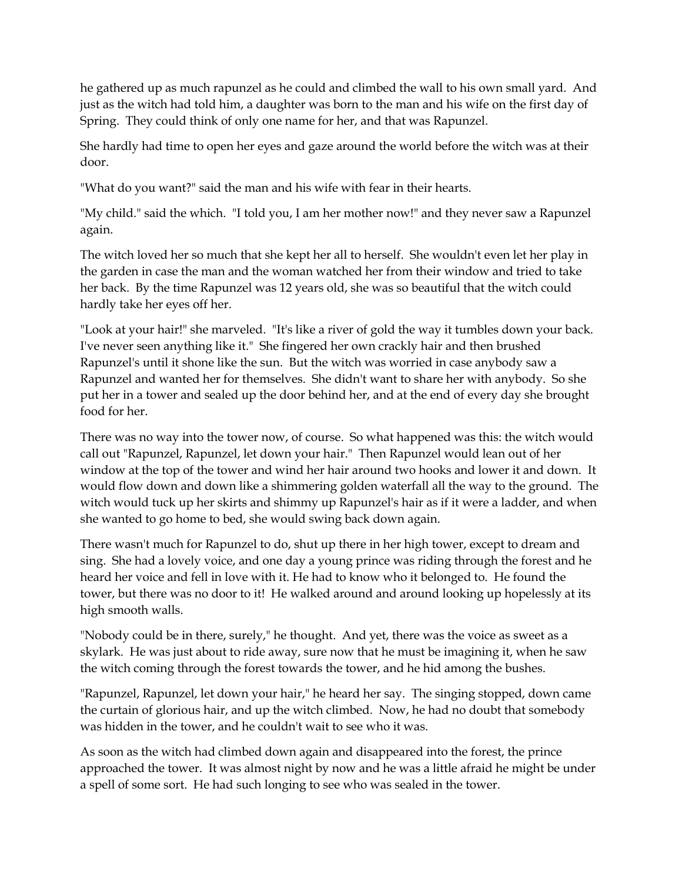he gathered up as much rapunzel as he could and climbed the wall to his own small yard. And just as the witch had told him, a daughter was born to the man and his wife on the first day of Spring. They could think of only one name for her, and that was Rapunzel.

She hardly had time to open her eyes and gaze around the world before the witch was at their door.

"What do you want?" said the man and his wife with fear in their hearts.

"My child." said the which. "I told you, I am her mother now!" and they never saw a Rapunzel again.

The witch loved her so much that she kept her all to herself. She wouldn't even let her play in the garden in case the man and the woman watched her from their window and tried to take her back. By the time Rapunzel was 12 years old, she was so beautiful that the witch could hardly take her eyes off her.

"Look at your hair!" she marveled. "It's like a river of gold the way it tumbles down your back. I've never seen anything like it." She fingered her own crackly hair and then brushed Rapunzel's until it shone like the sun. But the witch was worried in case anybody saw a Rapunzel and wanted her for themselves. She didn't want to share her with anybody. So she put her in a tower and sealed up the door behind her, and at the end of every day she brought food for her.

There was no way into the tower now, of course. So what happened was this: the witch would call out "Rapunzel, Rapunzel, let down your hair." Then Rapunzel would lean out of her window at the top of the tower and wind her hair around two hooks and lower it and down. It would flow down and down like a shimmering golden waterfall all the way to the ground. The witch would tuck up her skirts and shimmy up Rapunzel's hair as if it were a ladder, and when she wanted to go home to bed, she would swing back down again.

There wasn't much for Rapunzel to do, shut up there in her high tower, except to dream and sing. She had a lovely voice, and one day a young prince was riding through the forest and he heard her voice and fell in love with it. He had to know who it belonged to. He found the tower, but there was no door to it! He walked around and around looking up hopelessly at its high smooth walls.

"Nobody could be in there, surely," he thought. And yet, there was the voice as sweet as a skylark. He was just about to ride away, sure now that he must be imagining it, when he saw the witch coming through the forest towards the tower, and he hid among the bushes.

"Rapunzel, Rapunzel, let down your hair," he heard her say. The singing stopped, down came the curtain of glorious hair, and up the witch climbed. Now, he had no doubt that somebody was hidden in the tower, and he couldn't wait to see who it was.

As soon as the witch had climbed down again and disappeared into the forest, the prince approached the tower. It was almost night by now and he was a little afraid he might be under a spell of some sort. He had such longing to see who was sealed in the tower.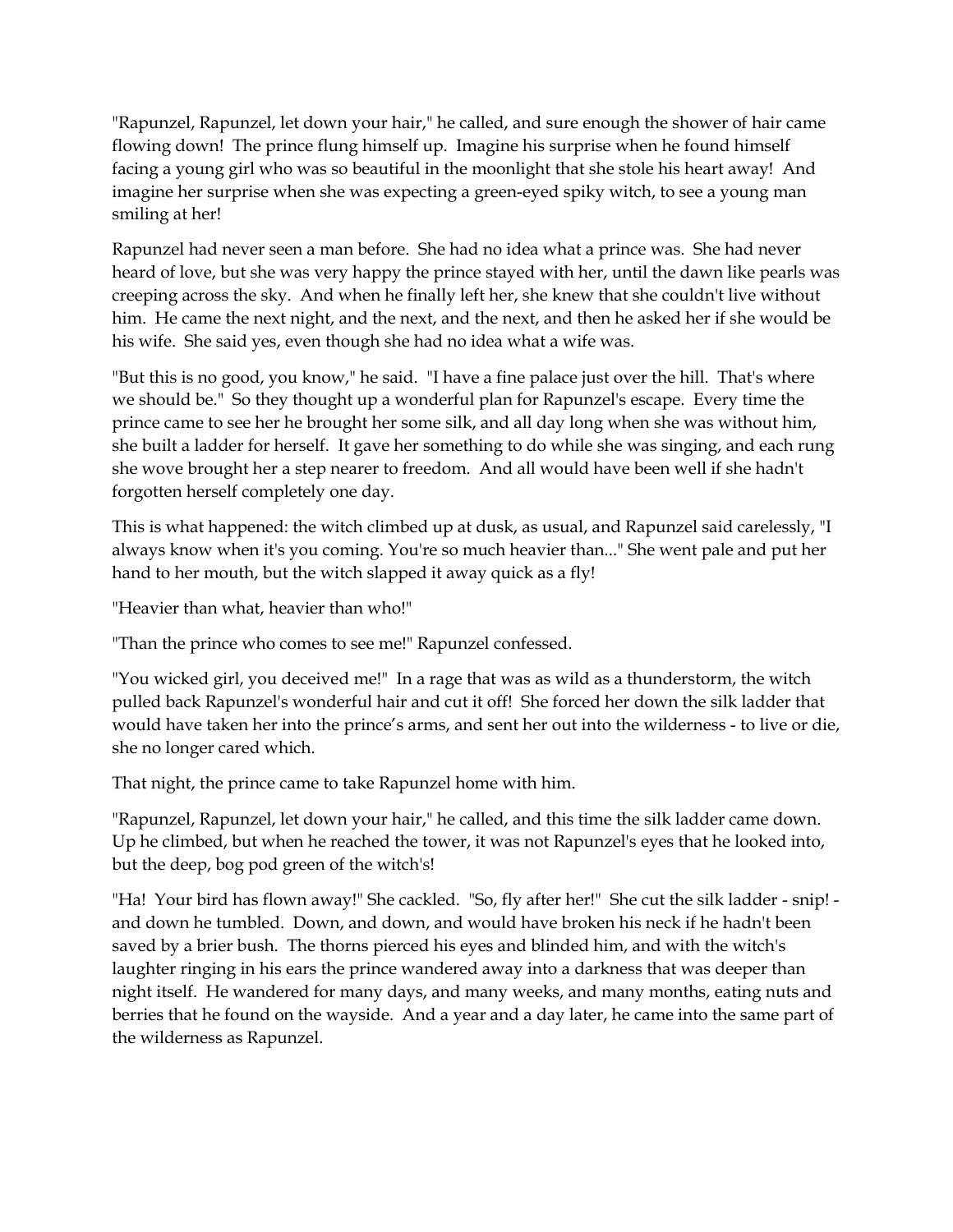"Rapunzel, Rapunzel, let down your hair," he called, and sure enough the shower of hair came flowing down! The prince flung himself up. Imagine his surprise when he found himself facing a young girl who was so beautiful in the moonlight that she stole his heart away! And imagine her surprise when she was expecting a green-eyed spiky witch, to see a young man smiling at her!

Rapunzel had never seen a man before. She had no idea what a prince was. She had never heard of love, but she was very happy the prince stayed with her, until the dawn like pearls was creeping across the sky. And when he finally left her, she knew that she couldn't live without him. He came the next night, and the next, and the next, and then he asked her if she would be his wife. She said yes, even though she had no idea what a wife was.

"But this is no good, you know," he said. "I have a fine palace just over the hill. That's where we should be." So they thought up a wonderful plan for Rapunzel's escape. Every time the prince came to see her he brought her some silk, and all day long when she was without him, she built a ladder for herself. It gave her something to do while she was singing, and each rung she wove brought her a step nearer to freedom. And all would have been well if she hadn't forgotten herself completely one day.

This is what happened: the witch climbed up at dusk, as usual, and Rapunzel said carelessly, "I always know when it's you coming. You're so much heavier than..." She went pale and put her hand to her mouth, but the witch slapped it away quick as a fly!

"Heavier than what, heavier than who!"

"Than the prince who comes to see me!" Rapunzel confessed.

"You wicked girl, you deceived me!" In a rage that was as wild as a thunderstorm, the witch pulled back Rapunzel's wonderful hair and cut it off! She forced her down the silk ladder that would have taken her into the prince's arms, and sent her out into the wilderness - to live or die, she no longer cared which.

That night, the prince came to take Rapunzel home with him.

"Rapunzel, Rapunzel, let down your hair," he called, and this time the silk ladder came down. Up he climbed, but when he reached the tower, it was not Rapunzel's eyes that he looked into, but the deep, bog pod green of the witch's!

"Ha! Your bird has flown away!" She cackled. "So, fly after her!" She cut the silk ladder - snip! - and down he tumbled. Down, and down, and would have broken his neck if he hadn't been saved by a brier bush. The thorns pierced his eyes and blinded him, and with the witch's laughter ringing in his ears the prince wandered away into a darkness that was deeper than night itself. He wandered for many days, and many weeks, and many months, eating nuts and berries that he found on the wayside. And a year and a day later, he came into the same part of the wilderness as Rapunzel.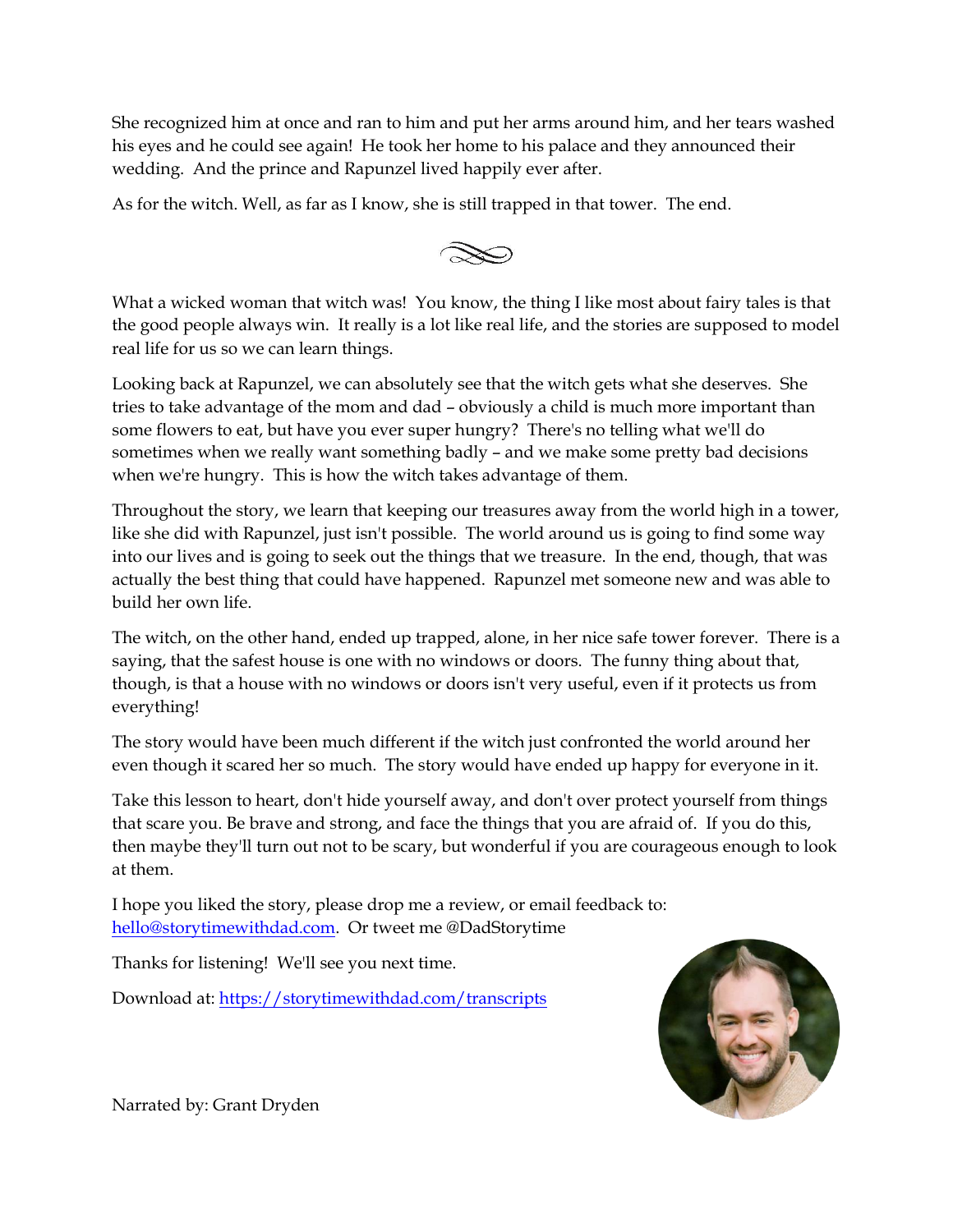She recognized him at once and ran to him and put her arms around him, and her tears washed his eyes and he could see again! He took her home to his palace and they announced their wedding. And the prince and Rapunzel lived happily ever after.

As for the witch. Well, as far as I know, she is still trapped in that tower. The end.

What a wicked woman that witch was! You know, the thing I like most about fairy tales is that the good people always win. It really is a lot like real life, and the stories are supposed to model real life for us so we can learn things.

Looking back at Rapunzel, we can absolutely see that the witch gets what she deserves. She tries to take advantage of the mom and dad – obviously a child is much more important than some flowers to eat, but have you ever super hungry? There's no telling what we'll do sometimes when we really want something badly – and we make some pretty bad decisions when we're hungry. This is how the witch takes advantage of them.

Throughout the story, we learn that keeping our treasures away from the world high in a tower, like she did with Rapunzel, just isn't possible. The world around us is going to find some way into our lives and is going to seek out the things that we treasure. In the end, though, that was actually the best thing that could have happened. Rapunzel met someone new and was able to build her own life.

The witch, on the other hand, ended up trapped, alone, in her nice safe tower forever. There is a saying, that the safest house is one with no windows or doors. The funny thing about that, though, is that a house with no windows or doors isn't very useful, even if it protects us from everything!

The story would have been much different if the witch just confronted the world around her even though it scared her so much. The story would have ended up happy for everyone in it.

Take this lesson to heart, don't hide yourself away, and don't over protect yourself from things that scare you. Be brave and strong, and face the things that you are afraid of. If you do this, then maybe they'll turn out not to be scary, but wonderful if you are courageous enough to look at them.

I hope you liked the story, please drop me a review, or email feedback to: hello@storytimewithdad.com. Or tweet me @DadStorytime

Thanks for listening! We'll see you next time.

Download at: https://storytimewithdad.com/transcripts

Narrated by: Grant Dryden